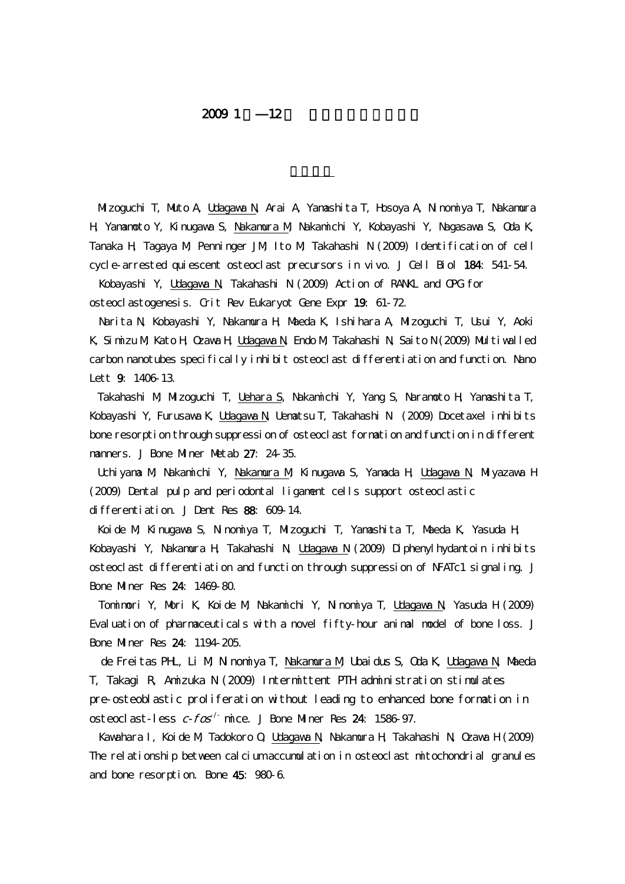# 2009 1 —12

Mizoguchi T, Muto A, Udagawa N, Arai A, Yamashita T, Hosoya A, Ninomiya T, Nakamura H, Yamamoto Y, Kinugawa S, Nakamura M, Nakamichi Y, Kobayashi Y, Nagasawa S, Oda K, Tanaka H, Tagaya M, Penninger JM, Ito M, Takahashi N (2009) Identification of cell cycle-arrested quiescent osteoclast precursors in vivo. J Cell Biol **184**: 541-54.

Kobayashi Y, Udagawa N, Takahashi N (2009) Action of RANKL and OPG for osteoclastogenesis. Crit Rev Eukaryot Gene Expr **19**: 61-72.

Narita N, Kobayashi Y, Nakamura H, Maeda K, Ishihara A, Mizoguchi T, Usui Y, Aoki K, Simizu M, Kato H, Ozawa H, Udagawa N, Endo M, Takahashi N, Saito N (2009) Multiwalled carbon nanotubes specifically inhibit osteoclast differentiation and function. Nano Lett **9**: 1406-13.

Takahashi M, Mizoguchi T, Uehara S, Nakamichi Y, Yang S, Naramoto H, Yamashita T, Kobayashi Y, Furusawa K, Udagawa N, Uematsu T, Takahashi N (2009) Docetaxel inhibits bone resorption through suppression of osteoclast formation and function in different manners. J Bone Miner Metab **27**: 24-35.

Uchiyama M, Nakamichi Y, Nakamura M, Kinugawa S, Yamada H, Udagawa N, Miyazawa H (2009) Dental pulp and periodontal ligament cells support osteoclastic differentiation. J Dent Res **88**: 609-14.

Koide M, Kinugawa S, Ninomiya T, Mizoguchi T, Yamashita T, Maeda K, Yasuda H, Kobayashi Y, Nakamura H, Takahashi N, Udagawa N (2009) Diphenylhydantoin inhibits osteoclast differentiation and function through suppression of NFATc1 signaling. J Bone Miner Res **24**: 1469-80.

Tomimori Y, Mori K, Koide M, Nakamichi Y, Ninomiya T, Udagawa N, Yasuda H (2009) Evaluation of pharmaceuticals with a novel fifty-hour animal model of bone loss. J Bone Miner Res **24**: 1194-205.

de Freitas PHL, Li M, Ninomiya T, Nakamura M, Ubaidus S, Oda K, Udagawa N, Maeda T, Takagi R, Amizuka N (2009) Intermittent PTH administration stimulates pre-osteoblastic proliferation without leading to enhanced bone formation in osteoclast-less *c-fos*$^{-/-}$ mice. J Bone Miner Res **24**: 1586-97.

Kawahara I, Koide M, Tadokoro O, Udagawa N, Nakamura H, Takahashi N, Ozawa H (2009) The relationship between calcium accumulation in osteoclast mitochondrial granules and bone resorption. Bone **45**: 980-6.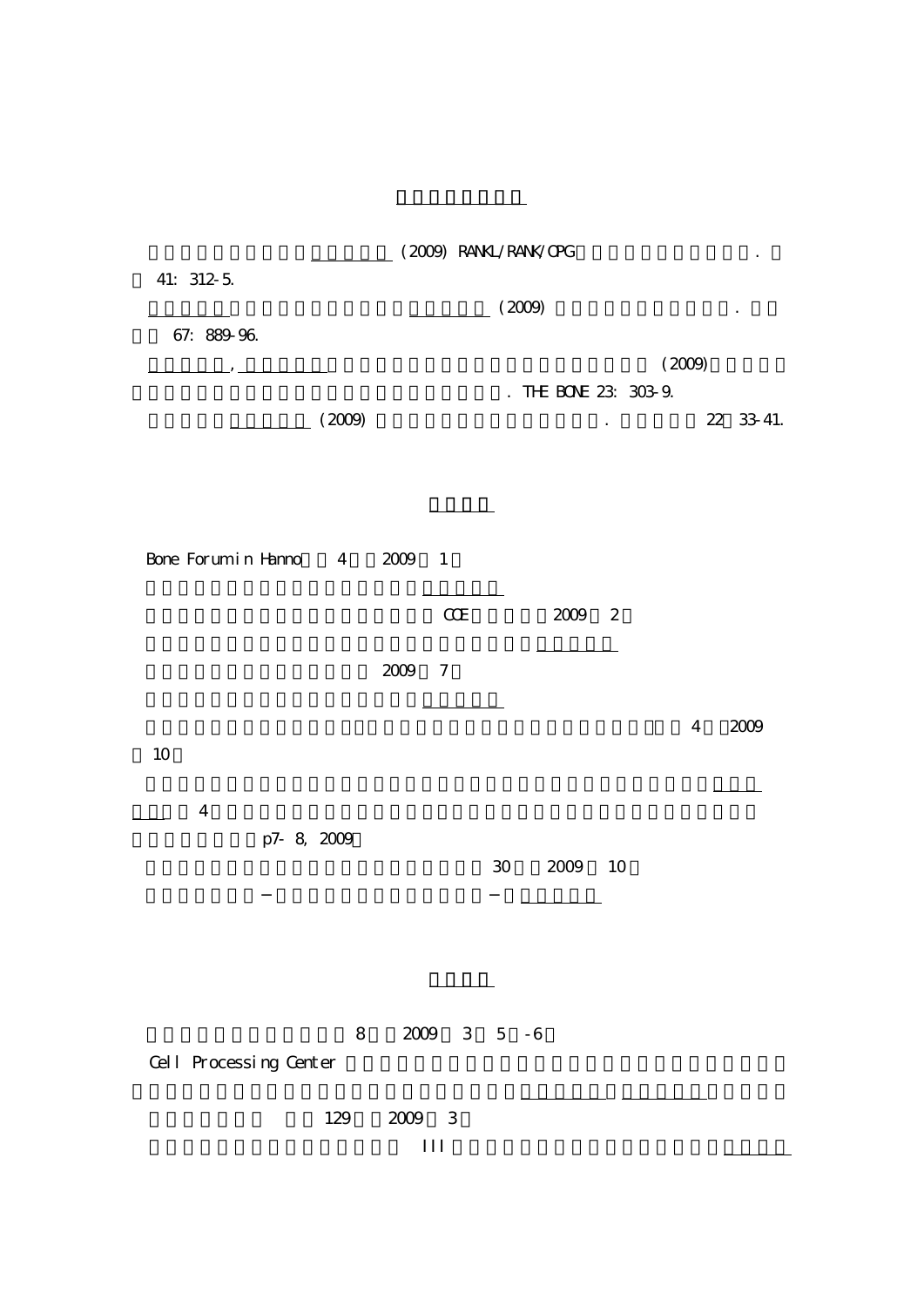(2009) RANKL/RANK/OPG .

41: 312-5.

(2009) .

67: 889-96.

, (2009)

. THE BONE 23: 303-9.

(2009) . 22 33-41.

Bone Forum in Hanno 4 2009 1

COE 2009 2

2009 7

4 2009

10

4

p7- 8, 2009

30 2009 10

− −

8 2009 3 5 -6

Cell Processing Center

129 2009 3

III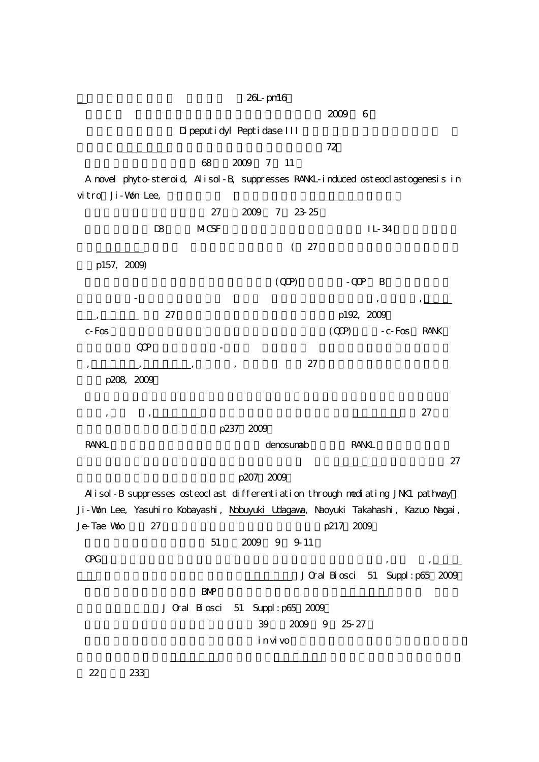26L-pm16

2009 6

Dipeputidyl Peptidase III

72

68 2009 7 11

A novel phyto-steroid, Alisol-B, suppresses RANKL-induced osteoclastogenesis in vitro Ji-Won Lee,

27 2009 7 23-25

D3 M-CSF IL-34

( 27

p157, 2009)

(OCP) -OCP B

\- , ,

, 27 p192, 2009

c-Fos (OCP) -c-Fos RANK

OCP -

, , , , 27

p208, 2009

, , 27

p237 2009

RANKL denosumab RANKL

27

p207 2009

Alisol-B suppresses osteoclast differentiation through mediating JNK1 pathway Ji-Won Lee, Yasuhiro Kobayashi, Nobuyuki Udagawa, Naoyuki Takahashi, Kazuo Nagai, Je-Tae Woo 27 p217 2009

51 2009 9 9-11

OPG , ,

J Oral Biosci 51 Suppl:p65 2009

BMP

J Oral Biosci 51 Suppl:p65 2009

39 2009 9 25-27

in vivo

22 233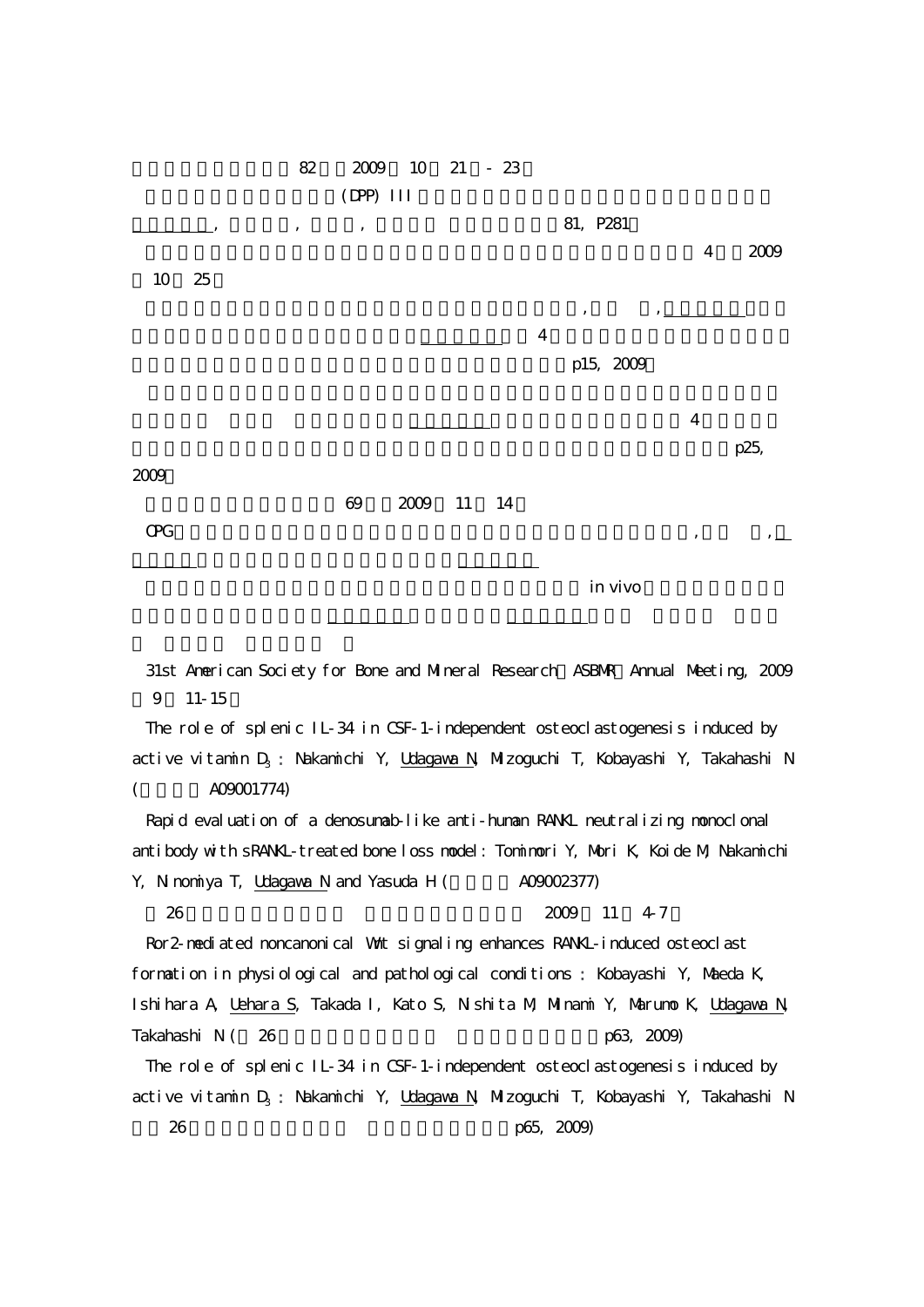82　2009　10　21　-　23

(DPP) III

,　　,　　,　　81, P281

4　2009

10　25

,　　,

4

p15, 2009

4

p25,

2009

69　2009　11　14

OPG　　,　　,

in vivo

31st American Society for Bone and Mineral Research（ASBMR）Annual Meeting, 2009

9　11-15

The role of splenic IL-34 in CSF-1-independent osteoclastogenesis induced by active vitamin $D_3$ : Nakamichi Y, Udagawa N, Mizoguchi T, Kobayashi Y, Takahashi N (　A09001774)

Rapid evaluation of a denosumab-like anti-human RANKL neutralizing monoclonal antibody with sRANKL-treated bone loss model: Tomimori Y, Mori K, Koide M, Nakamichi Y, Ninomiya T, Udagawa N and Yasuda H (　A09002377)

26　2009　11　4-7

Ror2-mediated noncanonical Wnt signaling enhances RANKL-induced osteoclast formation in physiological and pathological conditions : Kobayashi Y, Maeda K, Ishihara A, Uehara S, Takada I, Kato S, Nishita M, Minami Y, Marumo K, Udagawa N, Takahashi N (26　p63, 2009)

The role of splenic IL-34 in CSF-1-independent osteoclastogenesis induced by active vitamin $D_3$ : Nakamichi Y, Udagawa N, Mizoguchi T, Kobayashi Y, Takahashi N 26　p65, 2009)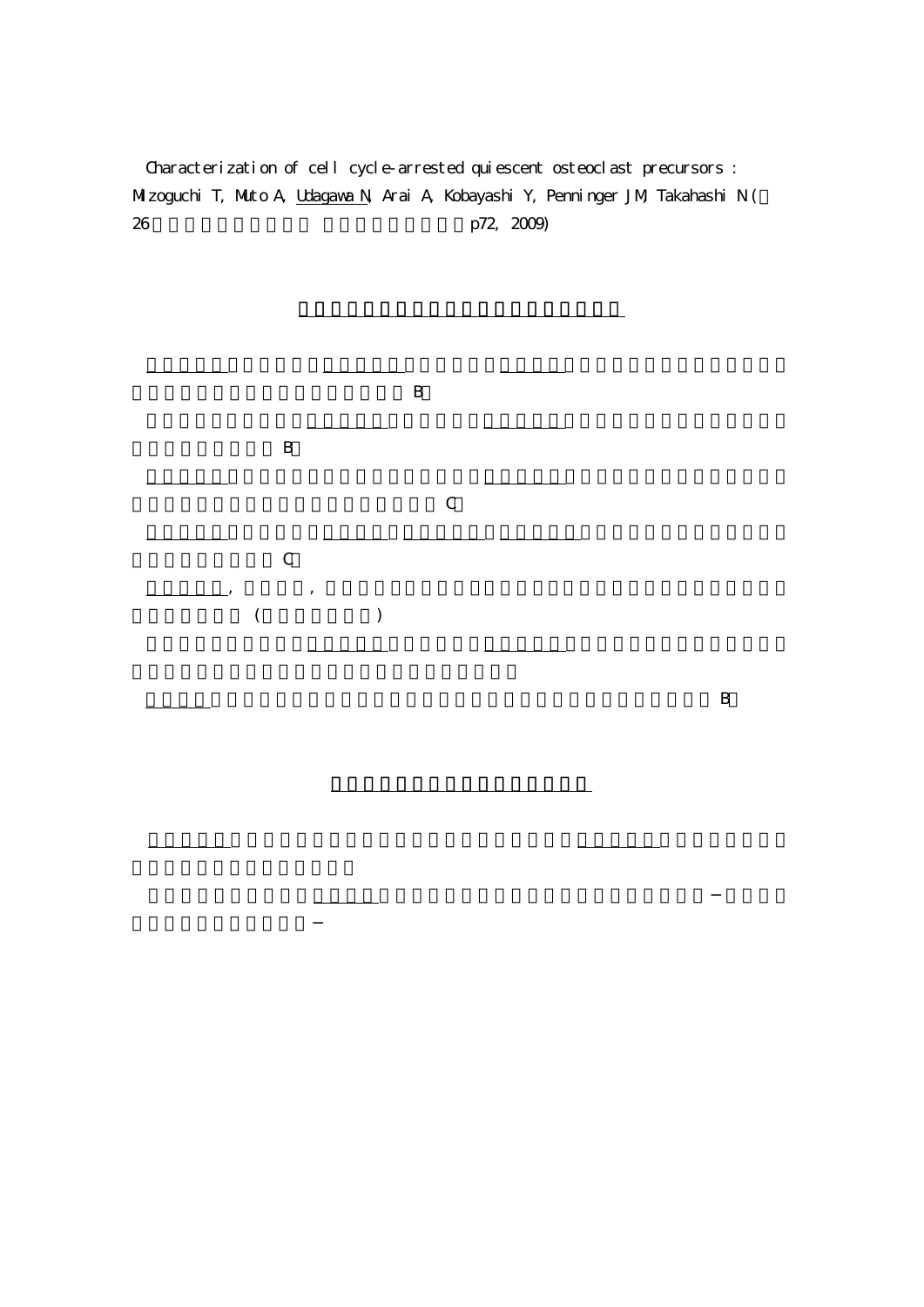Characterization of cell cycle-arrested quiescent osteoclast precursors : MIzoguchi T, Muto A, Udagawa N, Arai A, Kobayashi Y, Penninger JM, Takahashi N (

26 p72, 2009)

B

B

C

C

, ,

( )

B

−

−